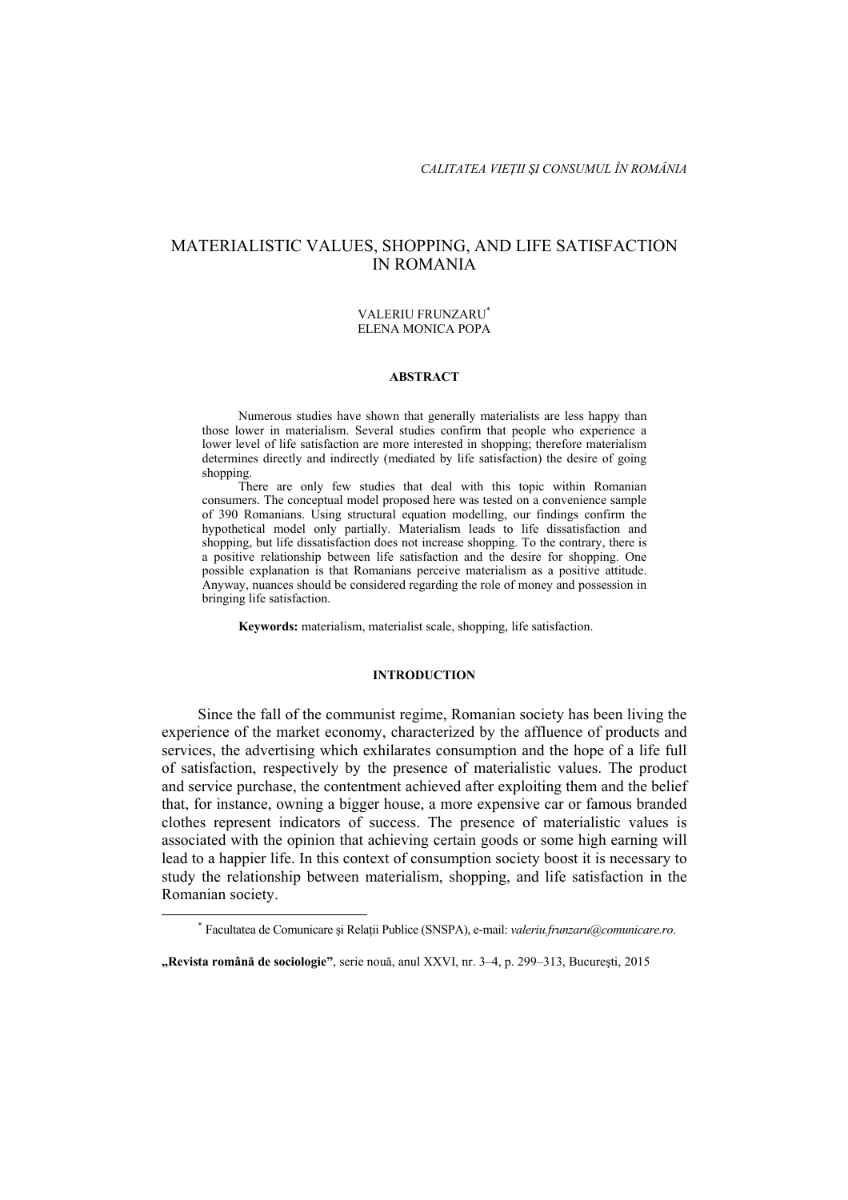# MATERIALISTIC VALUES, SHOPPING, AND LIFE SATISFACTION IN ROMANIA

VALERIU FRUNZARU[*]
ELENA MONICA POPA

### ABSTRACT

Numerous studies have shown that generally materialists are less happy than those lower in materialism. Several studies confirm that people who experience a lower level of life satisfaction are more interested in shopping; therefore materialism determines directly and indirectly (mediated by life satisfaction) the desire of going shopping.

There are only few studies that deal with this topic within Romanian consumers. The conceptual model proposed here was tested on a convenience sample of 390 Romanians. Using structural equation modelling, our findings confirm the hypothetical model only partially. Materialism leads to life dissatisfaction and shopping, but life dissatisfaction does not increase shopping. To the contrary, there is a positive relationship between life satisfaction and the desire for shopping. One possible explanation is that Romanians perceive materialism as a positive attitude. Anyway, nuances should be considered regarding the role of money and possession in bringing life satisfaction.

**Keywords:** materialism, materialist scale, shopping, life satisfaction.

## INTRODUCTION

Since the fall of the communist regime, Romanian society has been living the experience of the market economy, characterized by the affluence of products and services, the advertising which exhilarates consumption and the hope of a life full of satisfaction, respectively by the presence of materialistic values. The product and service purchase, the contentment achieved after exploiting them and the belief that, for instance, owning a bigger house, a more expensive car or famous branded clothes represent indicators of success. The presence of materialistic values is associated with the opinion that achieving certain goods or some high earning will lead to a happier life. In this context of consumption society boost it is necessary to study the relationship between materialism, shopping, and life satisfaction in the Romanian society.

[*] Facultatea de Comunicare şi Relaţii Publice (SNSPA), e-mail: *valeriu.frunzaru@comunicare.ro*.

**„Revista română de sociologie"**, serie nouă, anul XXVI, nr. 3–4, p. 299–313, Bucureşti, 2015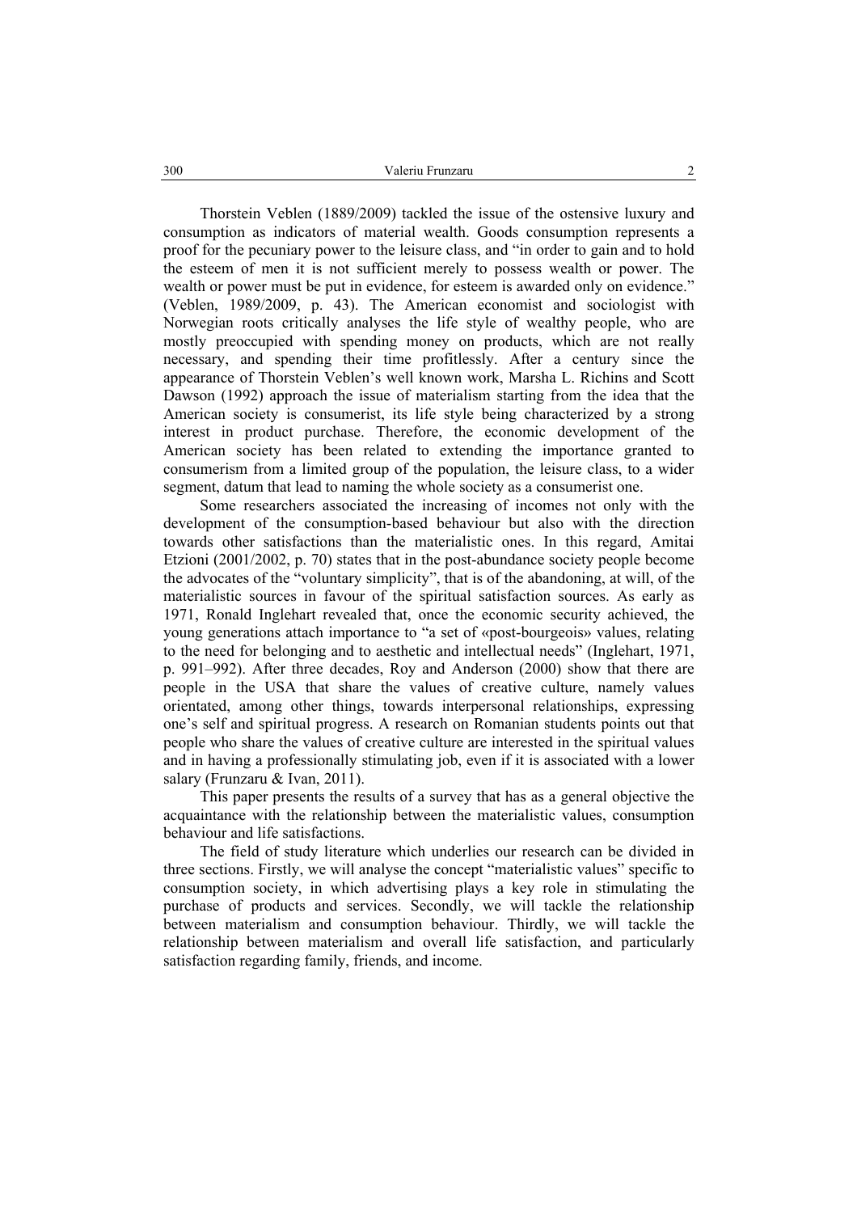Thorstein Veblen (1889/2009) tackled the issue of the ostensive luxury and consumption as indicators of material wealth. Goods consumption represents a proof for the pecuniary power to the leisure class, and "in order to gain and to hold the esteem of men it is not sufficient merely to possess wealth or power. The wealth or power must be put in evidence, for esteem is awarded only on evidence." (Veblen, 1989/2009, p. 43). The American economist and sociologist with Norwegian roots critically analyses the life style of wealthy people, who are mostly preoccupied with spending money on products, which are not really necessary, and spending their time profitlessly. After a century since the appearance of Thorstein Veblen's well known work, Marsha L. Richins and Scott Dawson (1992) approach the issue of materialism starting from the idea that the American society is consumerist, its life style being characterized by a strong interest in product purchase. Therefore, the economic development of the American society has been related to extending the importance granted to consumerism from a limited group of the population, the leisure class, to a wider segment, datum that lead to naming the whole society as a consumerist one.

Some researchers associated the increasing of incomes not only with the development of the consumption-based behaviour but also with the direction towards other satisfactions than the materialistic ones. In this regard, Amitai Etzioni (2001/2002, p. 70) states that in the post-abundance society people become the advocates of the "voluntary simplicity", that is of the abandoning, at will, of the materialistic sources in favour of the spiritual satisfaction sources. As early as 1971, Ronald Inglehart revealed that, once the economic security achieved, the young generations attach importance to "a set of «post-bourgeois» values, relating to the need for belonging and to aesthetic and intellectual needs" (Inglehart, 1971, p. 991–992). After three decades, Roy and Anderson (2000) show that there are people in the USA that share the values of creative culture, namely values orientated, among other things, towards interpersonal relationships, expressing one's self and spiritual progress. A research on Romanian students points out that people who share the values of creative culture are interested in the spiritual values and in having a professionally stimulating job, even if it is associated with a lower salary (Frunzaru & Ivan, 2011).

This paper presents the results of a survey that has as a general objective the acquaintance with the relationship between the materialistic values, consumption behaviour and life satisfactions.

The field of study literature which underlies our research can be divided in three sections. Firstly, we will analyse the concept "materialistic values" specific to consumption society, in which advertising plays a key role in stimulating the purchase of products and services. Secondly, we will tackle the relationship between materialism and consumption behaviour. Thirdly, we will tackle the relationship between materialism and overall life satisfaction, and particularly satisfaction regarding family, friends, and income.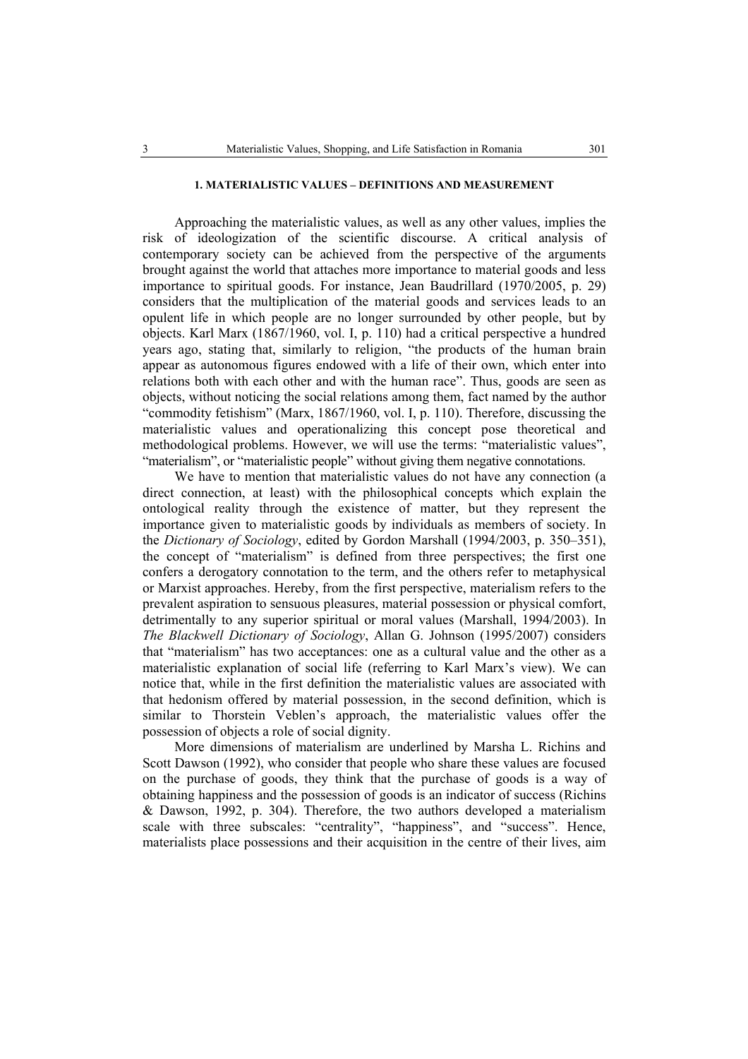## 1. MATERIALISTIC VALUES – DEFINITIONS AND MEASUREMENT

Approaching the materialistic values, as well as any other values, implies the risk of ideologization of the scientific discourse. A critical analysis of contemporary society can be achieved from the perspective of the arguments brought against the world that attaches more importance to material goods and less importance to spiritual goods. For instance, Jean Baudrillard (1970/2005, p. 29) considers that the multiplication of the material goods and services leads to an opulent life in which people are no longer surrounded by other people, but by objects. Karl Marx (1867/1960, vol. I, p. 110) had a critical perspective a hundred years ago, stating that, similarly to religion, "the products of the human brain appear as autonomous figures endowed with a life of their own, which enter into relations both with each other and with the human race". Thus, goods are seen as objects, without noticing the social relations among them, fact named by the author "commodity fetishism" (Marx, 1867/1960, vol. I, p. 110). Therefore, discussing the materialistic values and operationalizing this concept pose theoretical and methodological problems. However, we will use the terms: "materialistic values", "materialism", or "materialistic people" without giving them negative connotations.

We have to mention that materialistic values do not have any connection (a direct connection, at least) with the philosophical concepts which explain the ontological reality through the existence of matter, but they represent the importance given to materialistic goods by individuals as members of society. In the *Dictionary of Sociology*, edited by Gordon Marshall (1994/2003, p. 350–351), the concept of "materialism" is defined from three perspectives; the first one confers a derogatory connotation to the term, and the others refer to metaphysical or Marxist approaches. Hereby, from the first perspective, materialism refers to the prevalent aspiration to sensuous pleasures, material possession or physical comfort, detrimentally to any superior spiritual or moral values (Marshall, 1994/2003). In *The Blackwell Dictionary of Sociology*, Allan G. Johnson (1995/2007) considers that "materialism" has two acceptances: one as a cultural value and the other as a materialistic explanation of social life (referring to Karl Marx's view). We can notice that, while in the first definition the materialistic values are associated with that hedonism offered by material possession, in the second definition, which is similar to Thorstein Veblen's approach, the materialistic values offer the possession of objects a role of social dignity.

More dimensions of materialism are underlined by Marsha L. Richins and Scott Dawson (1992), who consider that people who share these values are focused on the purchase of goods, they think that the purchase of goods is a way of obtaining happiness and the possession of goods is an indicator of success (Richins & Dawson, 1992, p. 304). Therefore, the two authors developed a materialism scale with three subscales: "centrality", "happiness", and "success". Hence, materialists place possessions and their acquisition in the centre of their lives, aim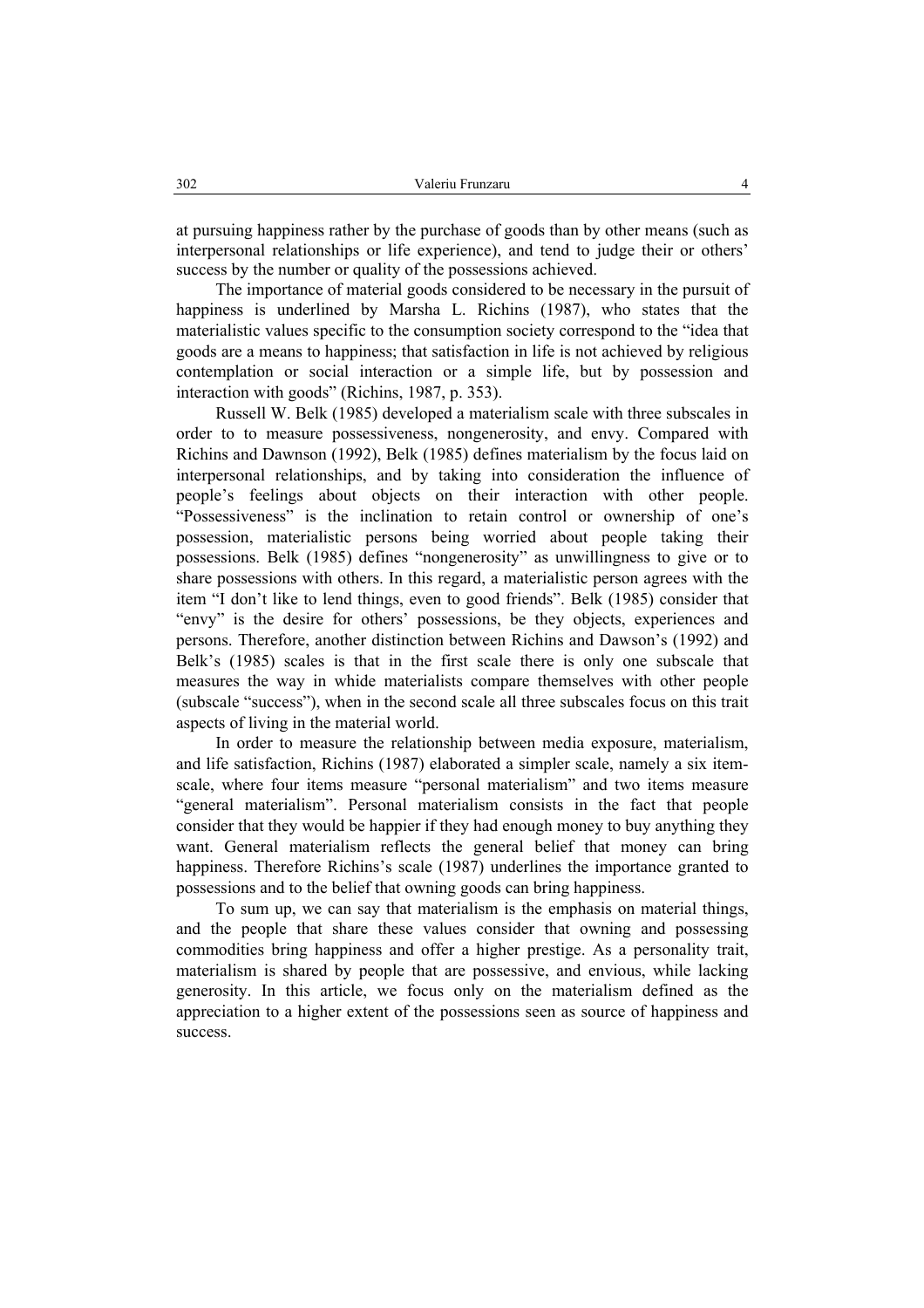at pursuing happiness rather by the purchase of goods than by other means (such as interpersonal relationships or life experience), and tend to judge their or others' success by the number or quality of the possessions achieved.

The importance of material goods considered to be necessary in the pursuit of happiness is underlined by Marsha L. Richins (1987), who states that the materialistic values specific to the consumption society correspond to the "idea that goods are a means to happiness; that satisfaction in life is not achieved by religious contemplation or social interaction or a simple life, but by possession and interaction with goods" (Richins, 1987, p. 353).

Russell W. Belk (1985) developed a materialism scale with three subscales in order to to measure possessiveness, nongenerosity, and envy. Compared with Richins and Dawnson (1992), Belk (1985) defines materialism by the focus laid on interpersonal relationships, and by taking into consideration the influence of people's feelings about objects on their interaction with other people. "Possessiveness" is the inclination to retain control or ownership of one's possession, materialistic persons being worried about people taking their possessions. Belk (1985) defines "nongenerosity" as unwillingness to give or to share possessions with others. In this regard, a materialistic person agrees with the item "I don't like to lend things, even to good friends". Belk (1985) consider that "envy" is the desire for others' possessions, be they objects, experiences and persons. Therefore, another distinction between Richins and Dawson's (1992) and Belk's (1985) scales is that in the first scale there is only one subscale that measures the way in whide materialists compare themselves with other people (subscale "success"), when in the second scale all three subscales focus on this trait aspects of living in the material world.

In order to measure the relationship between media exposure, materialism, and life satisfaction, Richins (1987) elaborated a simpler scale, namely a six item-scale, where four items measure "personal materialism" and two items measure "general materialism". Personal materialism consists in the fact that people consider that they would be happier if they had enough money to buy anything they want. General materialism reflects the general belief that money can bring happiness. Therefore Richins's scale (1987) underlines the importance granted to possessions and to the belief that owning goods can bring happiness.

To sum up, we can say that materialism is the emphasis on material things, and the people that share these values consider that owning and possessing commodities bring happiness and offer a higher prestige. As a personality trait, materialism is shared by people that are possessive, and envious, while lacking generosity. In this article, we focus only on the materialism defined as the appreciation to a higher extent of the possessions seen as source of happiness and success.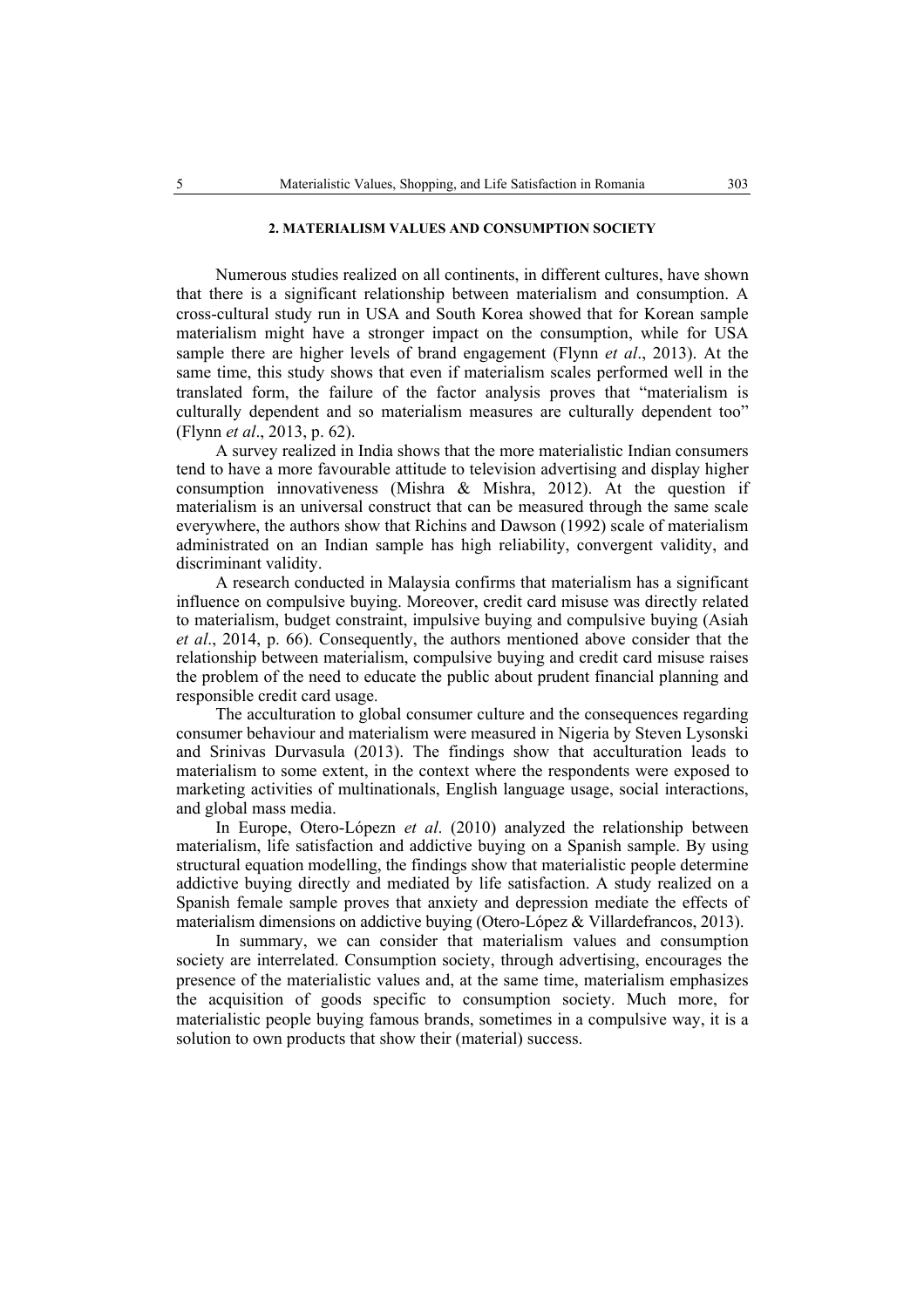## 2. MATERIALISM VALUES AND CONSUMPTION SOCIETY

Numerous studies realized on all continents, in different cultures, have shown that there is a significant relationship between materialism and consumption. A cross-cultural study run in USA and South Korea showed that for Korean sample materialism might have a stronger impact on the consumption, while for USA sample there are higher levels of brand engagement (Flynn *et al*., 2013). At the same time, this study shows that even if materialism scales performed well in the translated form, the failure of the factor analysis proves that "materialism is culturally dependent and so materialism measures are culturally dependent too" (Flynn *et al*., 2013, p. 62).

A survey realized in India shows that the more materialistic Indian consumers tend to have a more favourable attitude to television advertising and display higher consumption innovativeness (Mishra & Mishra, 2012). At the question if materialism is an universal construct that can be measured through the same scale everywhere, the authors show that Richins and Dawson (1992) scale of materialism administrated on an Indian sample has high reliability, convergent validity, and discriminant validity.

A research conducted in Malaysia confirms that materialism has a significant influence on compulsive buying. Moreover, credit card misuse was directly related to materialism, budget constraint, impulsive buying and compulsive buying (Asiah *et al*., 2014, p. 66). Consequently, the authors mentioned above consider that the relationship between materialism, compulsive buying and credit card misuse raises the problem of the need to educate the public about prudent financial planning and responsible credit card usage.

The acculturation to global consumer culture and the consequences regarding consumer behaviour and materialism were measured in Nigeria by Steven Lysonski and Srinivas Durvasula (2013). The findings show that acculturation leads to materialism to some extent, in the context where the respondents were exposed to marketing activities of multinationals, English language usage, social interactions, and global mass media.

In Europe, Otero-Lópezn *et al*. (2010) analyzed the relationship between materialism, life satisfaction and addictive buying on a Spanish sample. By using structural equation modelling, the findings show that materialistic people determine addictive buying directly and mediated by life satisfaction. A study realized on a Spanish female sample proves that anxiety and depression mediate the effects of materialism dimensions on addictive buying (Otero-López & Villardefrancos, 2013).

In summary, we can consider that materialism values and consumption society are interrelated. Consumption society, through advertising, encourages the presence of the materialistic values and, at the same time, materialism emphasizes the acquisition of goods specific to consumption society. Much more, for materialistic people buying famous brands, sometimes in a compulsive way, it is a solution to own products that show their (material) success.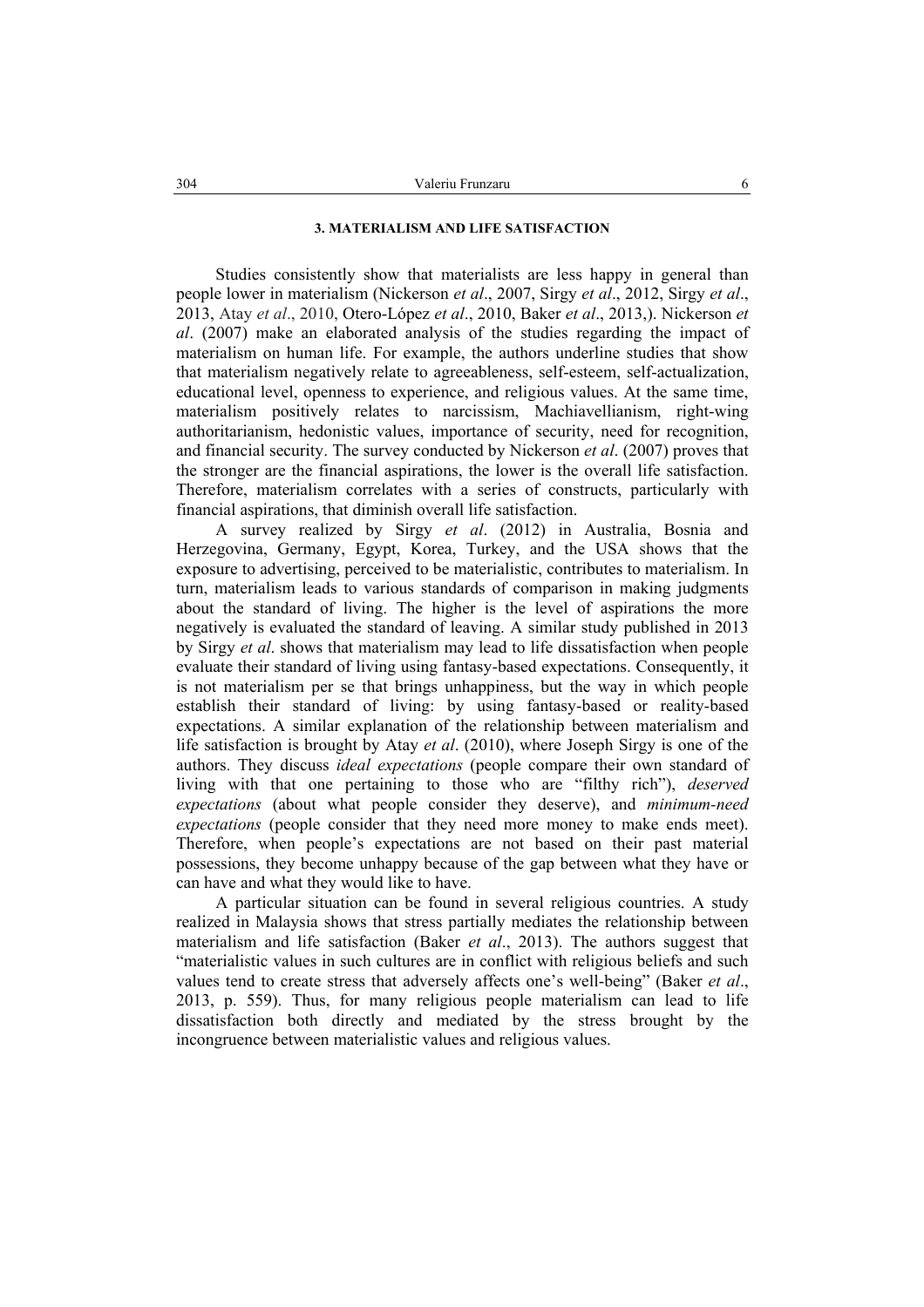## 3. MATERIALISM AND LIFE SATISFACTION

Studies consistently show that materialists are less happy in general than people lower in materialism (Nickerson *et al*., 2007, Sirgy *et al*., 2012, Sirgy *et al*., 2013, Atay *et al*., 2010, Otero-López *et al*., 2010, Baker *et al*., 2013,). Nickerson *et al*. (2007) make an elaborated analysis of the studies regarding the impact of materialism on human life. For example, the authors underline studies that show that materialism negatively relate to agreeableness, self-esteem, self-actualization, educational level, openness to experience, and religious values. At the same time, materialism positively relates to narcissism, Machiavellianism, right-wing authoritarianism, hedonistic values, importance of security, need for recognition, and financial security. The survey conducted by Nickerson *et al*. (2007) proves that the stronger are the financial aspirations, the lower is the overall life satisfaction. Therefore, materialism correlates with a series of constructs, particularly with financial aspirations, that diminish overall life satisfaction.

A survey realized by Sirgy *et al*. (2012) in Australia, Bosnia and Herzegovina, Germany, Egypt, Korea, Turkey, and the USA shows that the exposure to advertising, perceived to be materialistic, contributes to materialism. In turn, materialism leads to various standards of comparison in making judgments about the standard of living. The higher is the level of aspirations the more negatively is evaluated the standard of leaving. A similar study published in 2013 by Sirgy *et al*. shows that materialism may lead to life dissatisfaction when people evaluate their standard of living using fantasy-based expectations. Consequently, it is not materialism per se that brings unhappiness, but the way in which people establish their standard of living: by using fantasy-based or reality-based expectations. A similar explanation of the relationship between materialism and life satisfaction is brought by Atay *et al*. (2010), where Joseph Sirgy is one of the authors. They discuss *ideal expectations* (people compare their own standard of living with that one pertaining to those who are "filthy rich"), *deserved expectations* (about what people consider they deserve), and *minimum-need expectations* (people consider that they need more money to make ends meet). Therefore, when people's expectations are not based on their past material possessions, they become unhappy because of the gap between what they have or can have and what they would like to have.

A particular situation can be found in several religious countries. A study realized in Malaysia shows that stress partially mediates the relationship between materialism and life satisfaction (Baker *et al*., 2013). The authors suggest that "materialistic values in such cultures are in conflict with religious beliefs and such values tend to create stress that adversely affects one's well-being" (Baker *et al*., 2013, p. 559). Thus, for many religious people materialism can lead to life dissatisfaction both directly and mediated by the stress brought by the incongruence between materialistic values and religious values.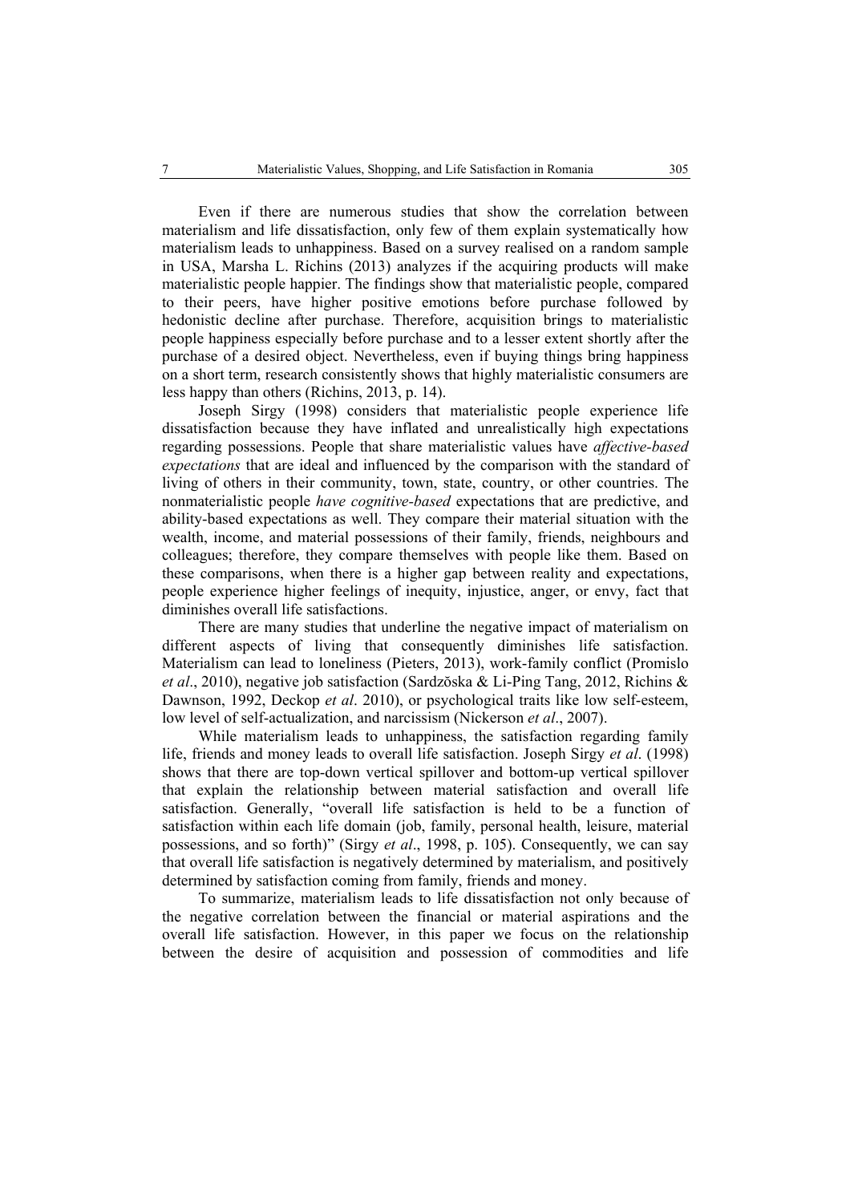Even if there are numerous studies that show the correlation between materialism and life dissatisfaction, only few of them explain systematically how materialism leads to unhappiness. Based on a survey realised on a random sample in USA, Marsha L. Richins (2013) analyzes if the acquiring products will make materialistic people happier. The findings show that materialistic people, compared to their peers, have higher positive emotions before purchase followed by hedonistic decline after purchase. Therefore, acquisition brings to materialistic people happiness especially before purchase and to a lesser extent shortly after the purchase of a desired object. Nevertheless, even if buying things bring happiness on a short term, research consistently shows that highly materialistic consumers are less happy than others (Richins, 2013, p. 14).

Joseph Sirgy (1998) considers that materialistic people experience life dissatisfaction because they have inflated and unrealistically high expectations regarding possessions. People that share materialistic values have *affective-based expectations* that are ideal and influenced by the comparison with the standard of living of others in their community, town, state, country, or other countries. The nonmaterialistic people *have cognitive-based* expectations that are predictive, and ability-based expectations as well. They compare their material situation with the wealth, income, and material possessions of their family, friends, neighbours and colleagues; therefore, they compare themselves with people like them. Based on these comparisons, when there is a higher gap between reality and expectations, people experience higher feelings of inequity, injustice, anger, or envy, fact that diminishes overall life satisfactions.

There are many studies that underline the negative impact of materialism on different aspects of living that consequently diminishes life satisfaction. Materialism can lead to loneliness (Pieters, 2013), work-family conflict (Promislo *et al*., 2010), negative job satisfaction (Sardzõska & Li-Ping Tang, 2012, Richins & Dawnson, 1992, Deckop *et al*. 2010), or psychological traits like low self-esteem, low level of self-actualization, and narcissism (Nickerson *et al*., 2007).

While materialism leads to unhappiness, the satisfaction regarding family life, friends and money leads to overall life satisfaction. Joseph Sirgy *et al*. (1998) shows that there are top-down vertical spillover and bottom-up vertical spillover that explain the relationship between material satisfaction and overall life satisfaction. Generally, "overall life satisfaction is held to be a function of satisfaction within each life domain (job, family, personal health, leisure, material possessions, and so forth)" (Sirgy *et al*., 1998, p. 105). Consequently, we can say that overall life satisfaction is negatively determined by materialism, and positively determined by satisfaction coming from family, friends and money.

To summarize, materialism leads to life dissatisfaction not only because of the negative correlation between the financial or material aspirations and the overall life satisfaction. However, in this paper we focus on the relationship between the desire of acquisition and possession of commodities and life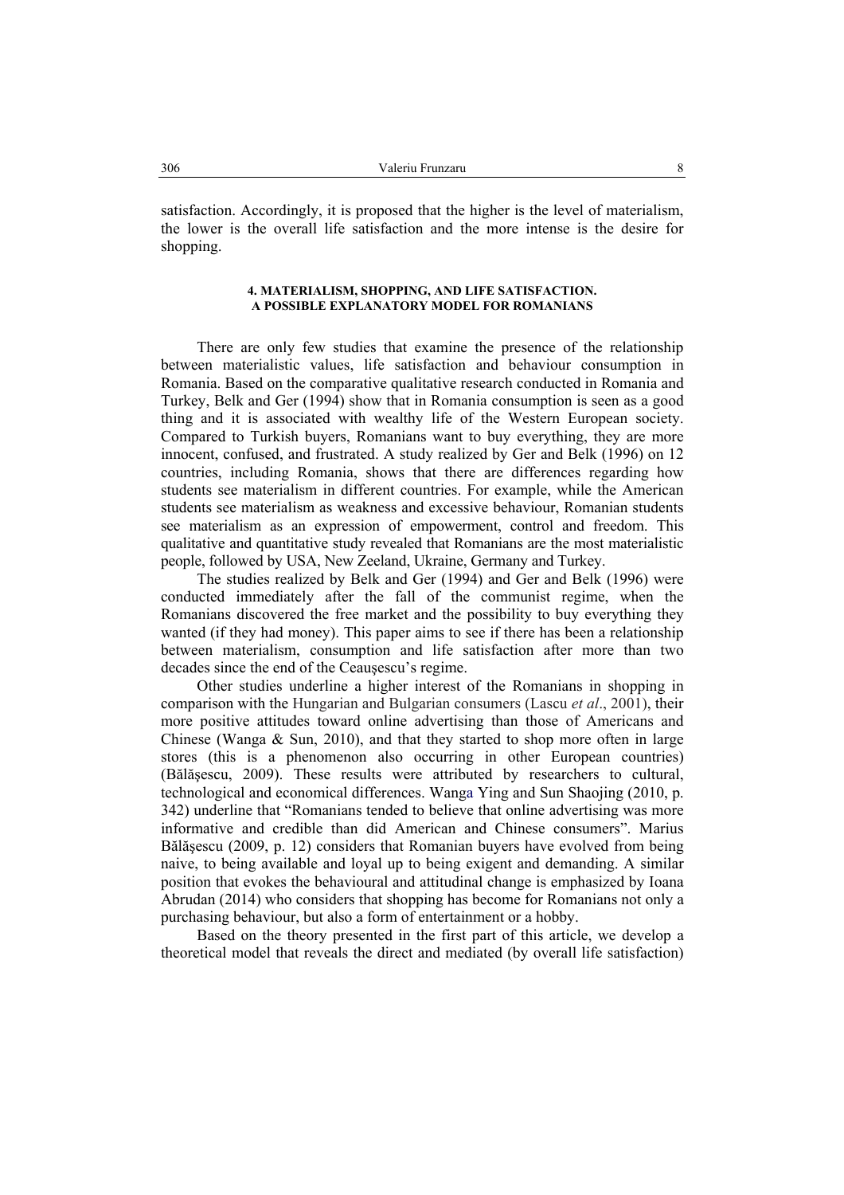satisfaction. Accordingly, it is proposed that the higher is the level of materialism, the lower is the overall life satisfaction and the more intense is the desire for shopping.

### 4. MATERIALISM, SHOPPING, AND LIFE SATISFACTION. A POSSIBLE EXPLANATORY MODEL FOR ROMANIANS

There are only few studies that examine the presence of the relationship between materialistic values, life satisfaction and behaviour consumption in Romania. Based on the comparative qualitative research conducted in Romania and Turkey, Belk and Ger (1994) show that in Romania consumption is seen as a good thing and it is associated with wealthy life of the Western European society. Compared to Turkish buyers, Romanians want to buy everything, they are more innocent, confused, and frustrated. A study realized by Ger and Belk (1996) on 12 countries, including Romania, shows that there are differences regarding how students see materialism in different countries. For example, while the American students see materialism as weakness and excessive behaviour, Romanian students see materialism as an expression of empowerment, control and freedom. This qualitative and quantitative study revealed that Romanians are the most materialistic people, followed by USA, New Zeeland, Ukraine, Germany and Turkey.

The studies realized by Belk and Ger (1994) and Ger and Belk (1996) were conducted immediately after the fall of the communist regime, when the Romanians discovered the free market and the possibility to buy everything they wanted (if they had money). This paper aims to see if there has been a relationship between materialism, consumption and life satisfaction after more than two decades since the end of the Ceauşescu's regime.

Other studies underline a higher interest of the Romanians in shopping in comparison with the Hungarian and Bulgarian consumers (Lascu *et al*., 2001), their more positive attitudes toward online advertising than those of Americans and Chinese (Wanga & Sun, 2010), and that they started to shop more often in large stores (this is a phenomenon also occurring in other European countries) (Bălăşescu, 2009). These results were attributed by researchers to cultural, technological and economical differences. Wanga Ying and Sun Shaojing (2010, p. 342) underline that "Romanians tended to believe that online advertising was more informative and credible than did American and Chinese consumers". Marius Bălăşescu (2009, p. 12) considers that Romanian buyers have evolved from being naive, to being available and loyal up to being exigent and demanding. A similar position that evokes the behavioural and attitudinal change is emphasized by Ioana Abrudan (2014) who considers that shopping has become for Romanians not only a purchasing behaviour, but also a form of entertainment or a hobby.

Based on the theory presented in the first part of this article, we develop a theoretical model that reveals the direct and mediated (by overall life satisfaction)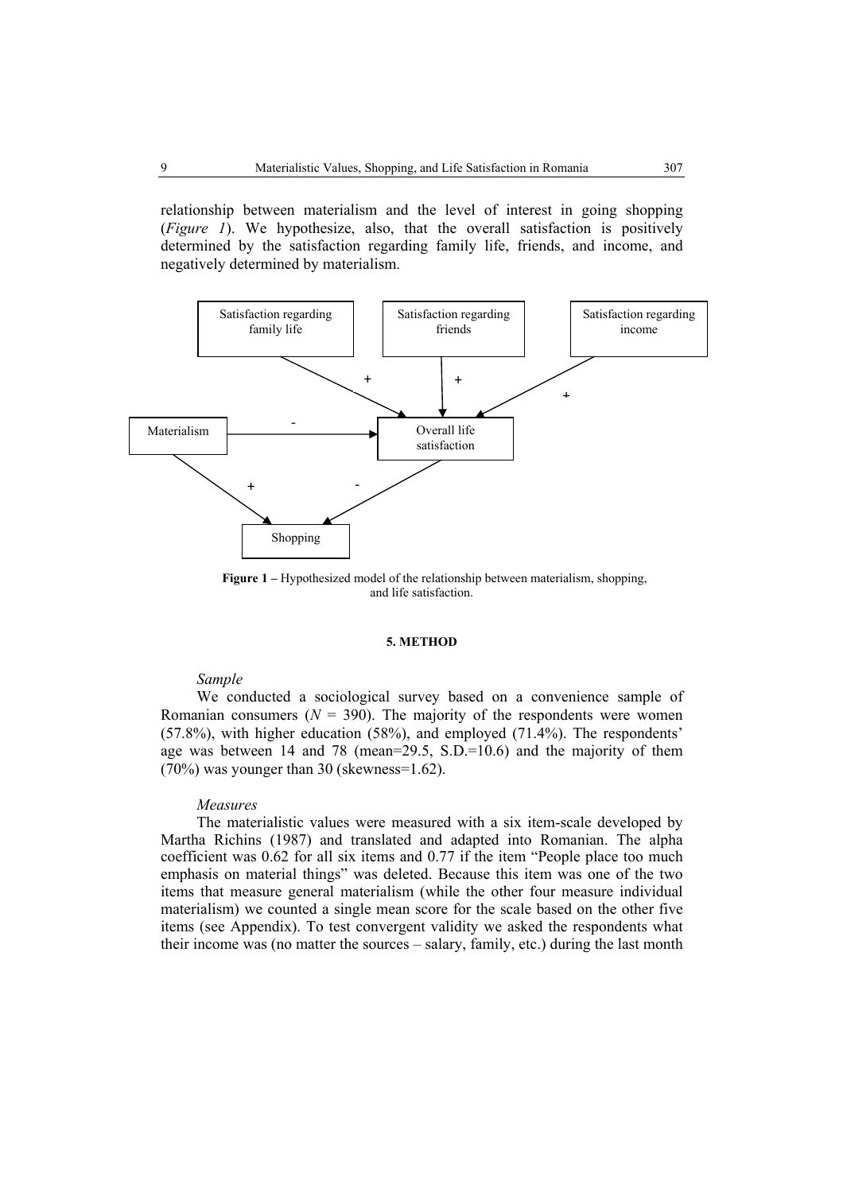relationship between materialism and the level of interest in going shopping (*Figure 1*). We hypothesize, also, that the overall satisfaction is positively determined by the satisfaction regarding family life, friends, and income, and negatively determined by materialism.

**Figure 1 –** Hypothesized model of the relationship between materialism, shopping, and life satisfaction.

#### 5. METHOD

*Sample*

We conducted a sociological survey based on a convenience sample of Romanian consumers ($N = 390$). The majority of the respondents were women (57.8%), with higher education (58%), and employed (71.4%). The respondents' age was between 14 and 78 (mean=29.5, S.D.=10.6) and the majority of them (70%) was younger than 30 (skewness=1.62).

*Measures*

The materialistic values were measured with a six item-scale developed by Martha Richins (1987) and translated and adapted into Romanian. The alpha coefficient was 0.62 for all six items and 0.77 if the item "People place too much emphasis on material things" was deleted. Because this item was one of the two items that measure general materialism (while the other four measure individual materialism) we counted a single mean score for the scale based on the other five items (see Appendix). To test convergent validity we asked the respondents what their income was (no matter the sources – salary, family, etc.) during the last month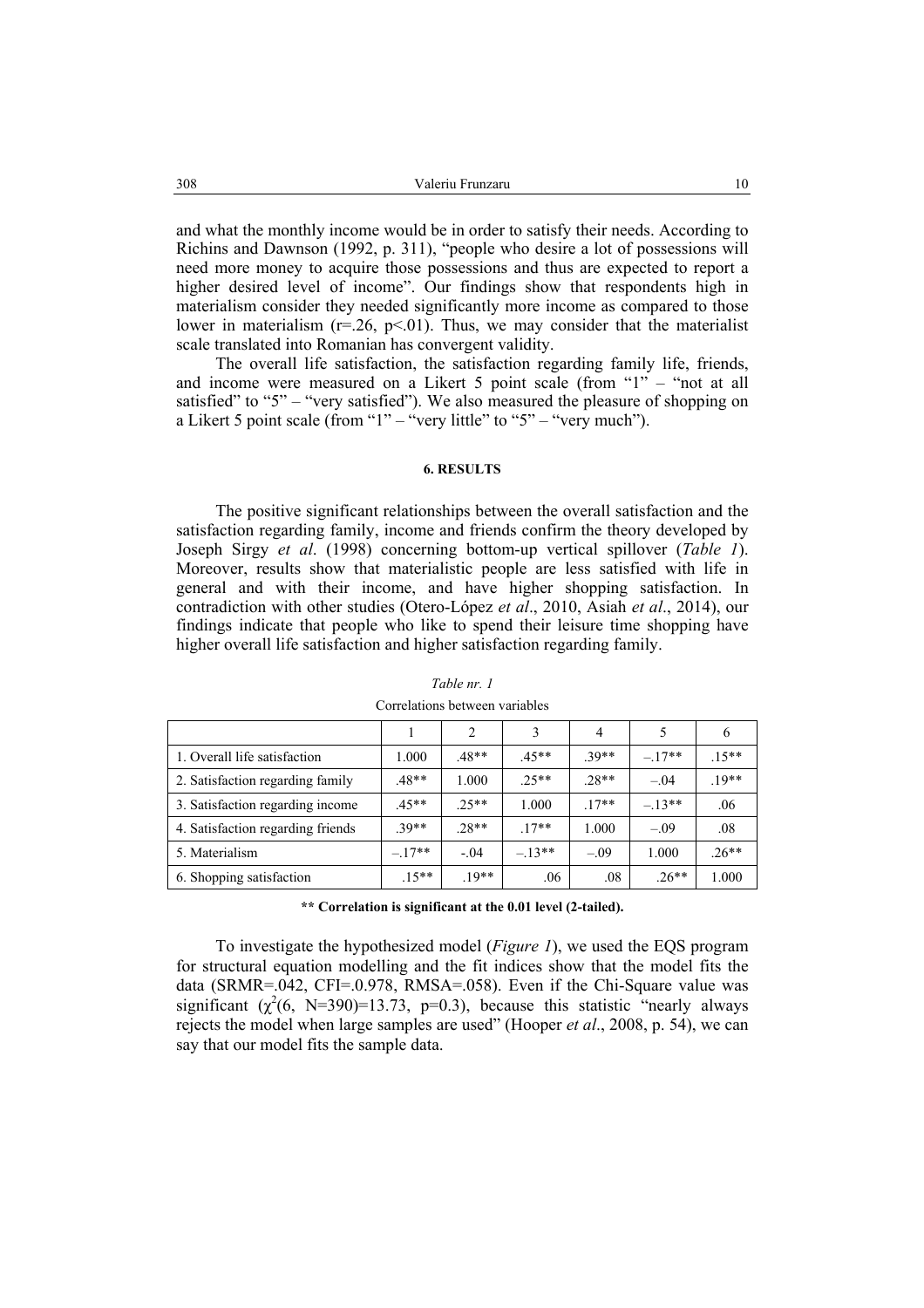and what the monthly income would be in order to satisfy their needs. According to Richins and Dawnson (1992, p. 311), "people who desire a lot of possessions will need more money to acquire those possessions and thus are expected to report a higher desired level of income". Our findings show that respondents high in materialism consider they needed significantly more income as compared to those lower in materialism ($r=.26$, $p<.01$). Thus, we may consider that the materialist scale translated into Romanian has convergent validity.

The overall life satisfaction, the satisfaction regarding family life, friends, and income were measured on a Likert 5 point scale (from "1" – "not at all satisfied" to "5" – "very satisfied"). We also measured the pleasure of shopping on a Likert 5 point scale (from "1" – "very little" to "5" – "very much").

## 6. RESULTS

The positive significant relationships between the overall satisfaction and the satisfaction regarding family, income and friends confirm the theory developed by Joseph Sirgy *et al*. (1998) concerning bottom-up vertical spillover (*Table 1*). Moreover, results show that materialistic people are less satisfied with life in general and with their income, and have higher shopping satisfaction. In contradiction with other studies (Otero-López *et al*., 2010, Asiah *et al*., 2014), our findings indicate that people who like to spend their leisure time shopping have higher overall life satisfaction and higher satisfaction regarding family.

*Table nr. 1*

Correlations between variables

| | 1 | 2 | 3 | 4 | 5 | 6 |
|---|---|---|---|---|---|---|
| 1. Overall life satisfaction | 1.000 | .48** | .45** | .39** | –.17** | .15** |
| 2. Satisfaction regarding family | .48** | 1.000 | .25** | .28** | –.04 | .19** |
| 3. Satisfaction regarding income | .45** | .25** | 1.000 | .17** | –.13** | .06 |
| 4. Satisfaction regarding friends | .39** | .28** | .17** | 1.000 | –.09 | .08 |
| 5. Materialism | –.17** | -.04 | –.13** | –.09 | 1.000 | .26** |
| 6. Shopping satisfaction | .15** | .19** | .06 | .08 | .26** | 1.000 |

**\*\* Correlation is significant at the 0.01 level (2-tailed).**

To investigate the hypothesized model (*Figure 1*), we used the EQS program for structural equation modelling and the fit indices show that the model fits the data (SRMR=.042, CFI=.0.978, RMSA=.058). Even if the Chi-Square value was significant ($\chi^2(6, N=390)=13.73$, $p=0.3$), because this statistic "nearly always rejects the model when large samples are used" (Hooper *et al*., 2008, p. 54), we can say that our model fits the sample data.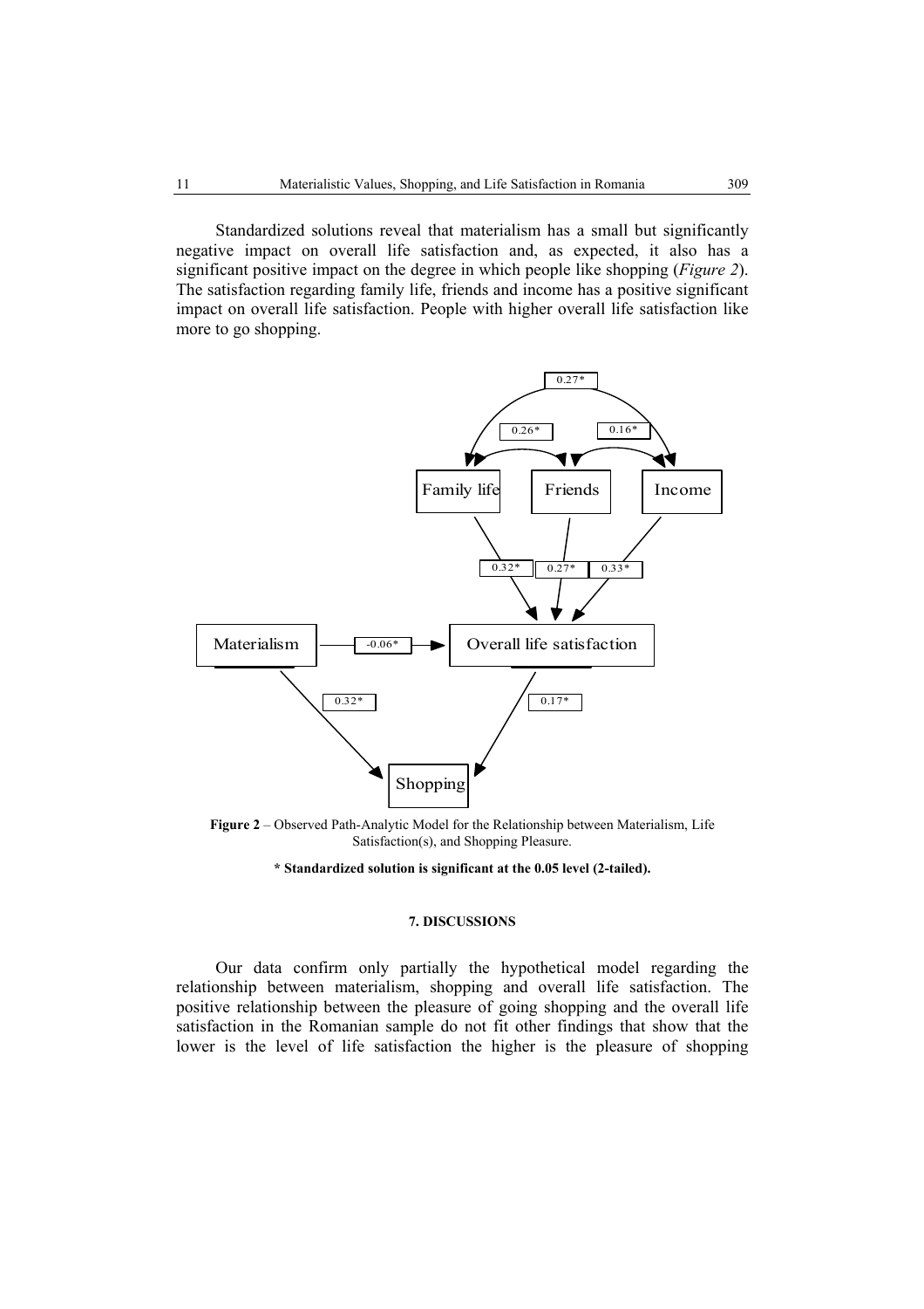Standardized solutions reveal that materialism has a small but significantly negative impact on overall life satisfaction and, as expected, it also has a significant positive impact on the degree in which people like shopping (*Figure 2*). The satisfaction regarding family life, friends and income has a positive significant impact on overall life satisfaction. People with higher overall life satisfaction like more to go shopping.

**Figure 2** – Observed Path-Analytic Model for the Relationship between Materialism, Life Satisfaction(s), and Shopping Pleasure.

**\* Standardized solution is significant at the 0.05 level (2-tailed).**

#### 7. DISCUSSIONS

Our data confirm only partially the hypothetical model regarding the relationship between materialism, shopping and overall life satisfaction. The positive relationship between the pleasure of going shopping and the overall life satisfaction in the Romanian sample do not fit other findings that show that the lower is the level of life satisfaction the higher is the pleasure of shopping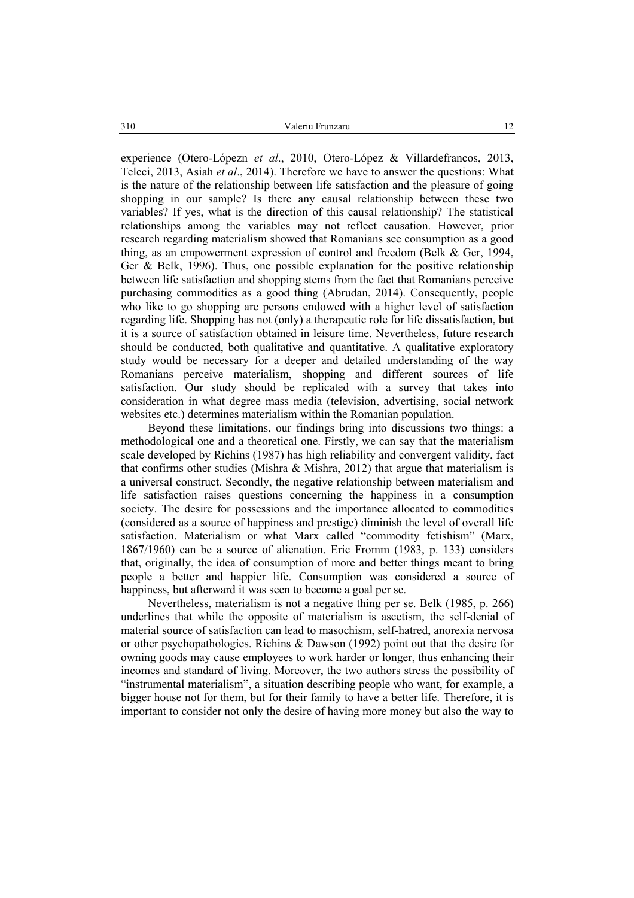experience (Otero-Lópezn *et al*., 2010, Otero-López & Villardefrancos, 2013, Teleci, 2013, Asiah *et al*., 2014). Therefore we have to answer the questions: What is the nature of the relationship between life satisfaction and the pleasure of going shopping in our sample? Is there any causal relationship between these two variables? If yes, what is the direction of this causal relationship? The statistical relationships among the variables may not reflect causation. However, prior research regarding materialism showed that Romanians see consumption as a good thing, as an empowerment expression of control and freedom (Belk & Ger, 1994, Ger & Belk, 1996). Thus, one possible explanation for the positive relationship between life satisfaction and shopping stems from the fact that Romanians perceive purchasing commodities as a good thing (Abrudan, 2014). Consequently, people who like to go shopping are persons endowed with a higher level of satisfaction regarding life. Shopping has not (only) a therapeutic role for life dissatisfaction, but it is a source of satisfaction obtained in leisure time. Nevertheless, future research should be conducted, both qualitative and quantitative. A qualitative exploratory study would be necessary for a deeper and detailed understanding of the way Romanians perceive materialism, shopping and different sources of life satisfaction. Our study should be replicated with a survey that takes into consideration in what degree mass media (television, advertising, social network websites etc.) determines materialism within the Romanian population.

Beyond these limitations, our findings bring into discussions two things: a methodological one and a theoretical one. Firstly, we can say that the materialism scale developed by Richins (1987) has high reliability and convergent validity, fact that confirms other studies (Mishra & Mishra, 2012) that argue that materialism is a universal construct. Secondly, the negative relationship between materialism and life satisfaction raises questions concerning the happiness in a consumption society. The desire for possessions and the importance allocated to commodities (considered as a source of happiness and prestige) diminish the level of overall life satisfaction. Materialism or what Marx called "commodity fetishism" (Marx, 1867/1960) can be a source of alienation. Eric Fromm (1983, p. 133) considers that, originally, the idea of consumption of more and better things meant to bring people a better and happier life. Consumption was considered a source of happiness, but afterward it was seen to become a goal per se.

Nevertheless, materialism is not a negative thing per se. Belk (1985, p. 266) underlines that while the opposite of materialism is ascetism, the self-denial of material source of satisfaction can lead to masochism, self-hatred, anorexia nervosa or other psychopathologies. Richins & Dawson (1992) point out that the desire for owning goods may cause employees to work harder or longer, thus enhancing their incomes and standard of living. Moreover, the two authors stress the possibility of "instrumental materialism", a situation describing people who want, for example, a bigger house not for them, but for their family to have a better life. Therefore, it is important to consider not only the desire of having more money but also the way to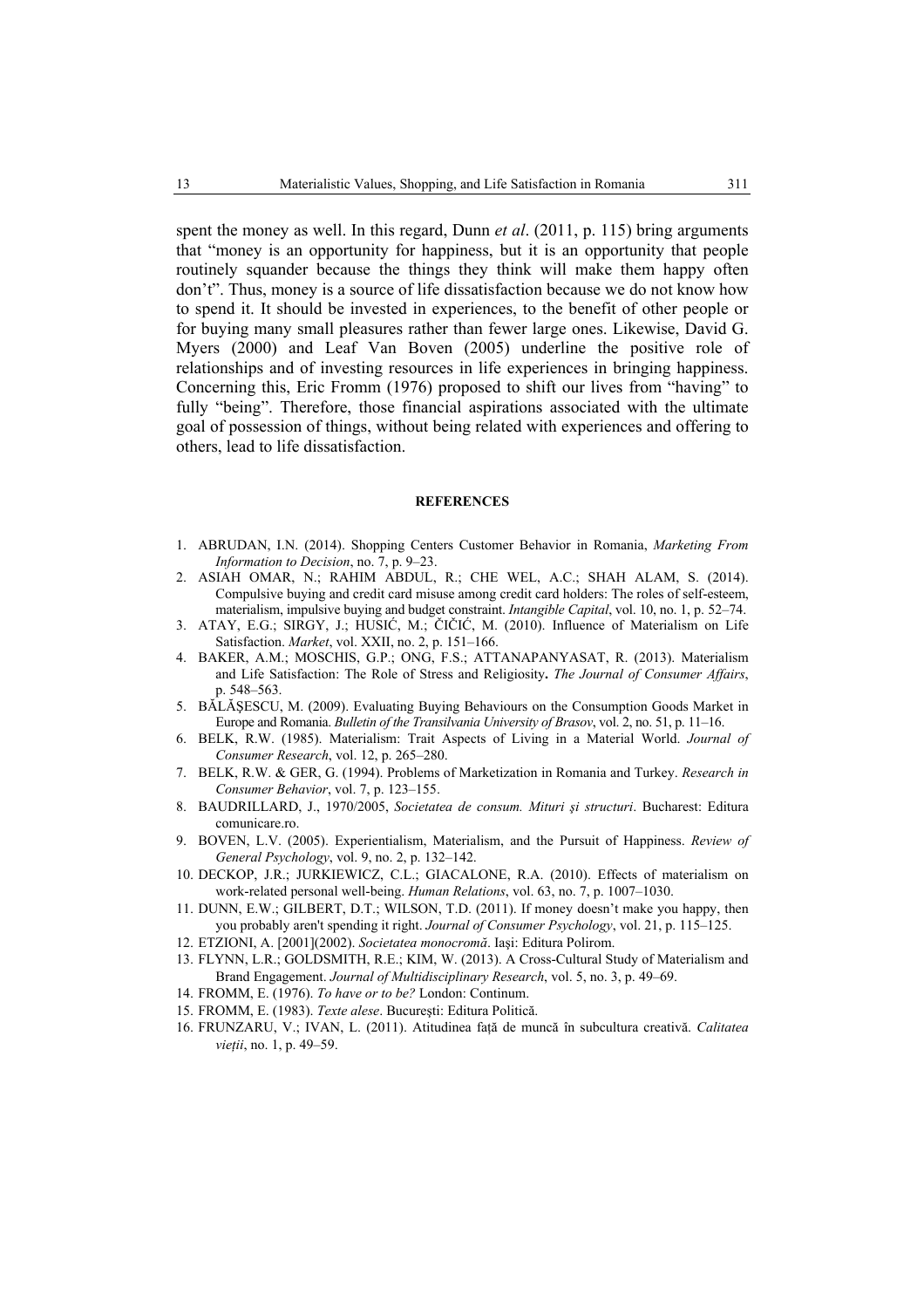spent the money as well. In this regard, Dunn *et al*. (2011, p. 115) bring arguments that "money is an opportunity for happiness, but it is an opportunity that people routinely squander because the things they think will make them happy often don't". Thus, money is a source of life dissatisfaction because we do not know how to spend it. It should be invested in experiences, to the benefit of other people or for buying many small pleasures rather than fewer large ones. Likewise, David G. Myers (2000) and Leaf Van Boven (2005) underline the positive role of relationships and of investing resources in life experiences in bringing happiness. Concerning this, Eric Fromm (1976) proposed to shift our lives from "having" to fully "being". Therefore, those financial aspirations associated with the ultimate goal of possession of things, without being related with experiences and offering to others, lead to life dissatisfaction.

## REFERENCES

1. ABRUDAN, I.N. (2014). Shopping Centers Customer Behavior in Romania, *Marketing From Information to Decision*, no. 7, p. 9–23.
2. ASIAH OMAR, N.; RAHIM ABDUL, R.; CHE WEL, A.C.; SHAH ALAM, S. (2014). Compulsive buying and credit card misuse among credit card holders: The roles of self-esteem, materialism, impulsive buying and budget constraint. *Intangible Capital*, vol. 10, no. 1, p. 52–74.
3. ATAY, E.G.; SIRGY, J.; HUSIĆ, M.; ČIČIĆ, M. (2010). Influence of Materialism on Life Satisfaction. *Market*, vol. XXII, no. 2, p. 151–166.
4. BAKER, A.M.; MOSCHIS, G.P.; ONG, F.S.; ATTANAPANYASAT, R. (2013). Materialism and Life Satisfaction: The Role of Stress and Religiosity**.** *The Journal of Consumer Affairs*, p. 548–563.
5. BĂLĂŞESCU, M. (2009). Evaluating Buying Behaviours on the Consumption Goods Market in Europe and Romania. *Bulletin of the Transilvania University of Brasov*, vol. 2, no. 51, p. 11–16.
6. BELK, R.W. (1985). Materialism: Trait Aspects of Living in a Material World. *Journal of Consumer Research*, vol. 12, p. 265–280.
7. BELK, R.W. & GER, G. (1994). Problems of Marketization in Romania and Turkey. *Research in Consumer Behavior*, vol. 7, p. 123–155.
8. BAUDRILLARD, J., 1970/2005, *Societatea de consum. Mituri şi structuri*. Bucharest: Editura comunicare.ro.
9. BOVEN, L.V. (2005). Experientialism, Materialism, and the Pursuit of Happiness. *Review of General Psychology*, vol. 9, no. 2, p. 132–142.
10. DECKOP, J.R.; JURKIEWICZ, C.L.; GIACALONE, R.A. (2010). Effects of materialism on work-related personal well-being. *Human Relations*, vol. 63, no. 7, p. 1007–1030.
11. DUNN, E.W.; GILBERT, D.T.; WILSON, T.D. (2011). If money doesn't make you happy, then you probably aren't spending it right. *Journal of Consumer Psychology*, vol. 21, p. 115–125.
12. ETZIONI, A. [2001](2002). *Societatea monocromă*. Iaşi: Editura Polirom.
13. FLYNN, L.R.; GOLDSMITH, R.E.; KIM, W. (2013). A Cross-Cultural Study of Materialism and Brand Engagement. *Journal of Multidisciplinary Research*, vol. 5, no. 3, p. 49–69.
14. FROMM, E. (1976). *To have or to be?* London: Continum.
15. FROMM, E. (1983). *Texte alese*. Bucureşti: Editura Politică.
16. FRUNZARU, V.; IVAN, L. (2011). Atitudinea faţă de muncă în subcultura creativă. *Calitatea vieţii*, no. 1, p. 49–59.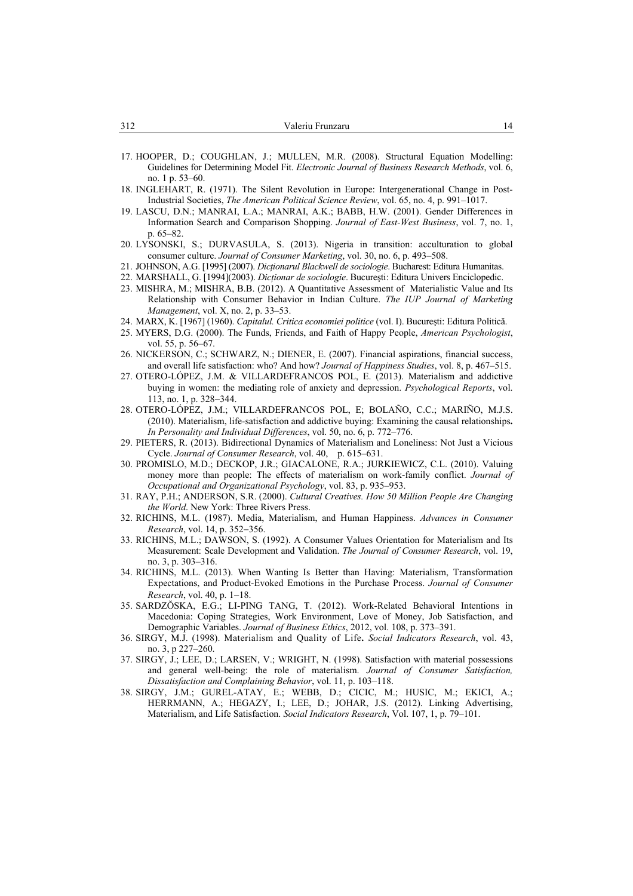17. HOOPER, D.; COUGHLAN, J.; MULLEN, M.R. (2008). Structural Equation Modelling: Guidelines for Determining Model Fit. *Electronic Journal of Business Research Methods*, vol. 6, no. 1 p. 53–60.
18. INGLEHART, R. (1971). The Silent Revolution in Europe: Intergenerational Change in Post-Industrial Societies, *The American Political Science Review*, vol. 65, no. 4, p. 991–1017.
19. LASCU, D.N.; MANRAI, L.A.; MANRAI, A.K.; BABB, H.W. (2001). Gender Differences in Information Search and Comparison Shopping. *Journal of East-West Business*, vol. 7, no. 1, p. 65–82.
20. LYSONSKI, S.; DURVASULA, S. (2013). Nigeria in transition: acculturation to global consumer culture. *Journal of Consumer Marketing*, vol. 30, no. 6, p. 493–508.
21. JOHNSON, A.G. [1995] (2007). *Dicționarul Blackwell de sociologie*. Bucharest: Editura Humanitas.
22. MARSHALL, G. [1994](2003). *Dicționar de sociologie*. București: Editura Univers Enciclopedic.
23. MISHRA, M.; MISHRA, B.B. (2012). A Quantitative Assessment of Materialistic Value and Its Relationship with Consumer Behavior in Indian Culture. *The IUP Journal of Marketing Management*, vol. X, no. 2, p. 33–53.
24. MARX, K. [1967] (1960). *Capitalul. Critica economiei politice* (vol. I). București: Editura Politică.
25. MYERS, D.G. (2000). The Funds, Friends, and Faith of Happy People, *American Psychologist*, vol. 55, p. 56–67.
26. NICKERSON, C.; SCHWARZ, N.; DIENER, E. (2007). Financial aspirations, financial success, and overall life satisfaction: who? And how? *Journal of Happiness Studies*, vol. 8, p. 467–515.
27. OTERO-LÓPEZ, J.M. & VILLARDEFRANCOS POL, E. (2013). Materialism and addictive buying in women: the mediating role of anxiety and depression. *Psychological Reports*, vol. 113, no. 1, p. 328–344.
28. OTERO-LÓPEZ, J.M.; VILLARDEFRANCOS POL, E; BOLAÑO, C.C.; MARIÑO, M.J.S. (2010). Materialism, life-satisfaction and addictive buying: Examining the causal relationships**.** *In Personality and Individual Differences*, vol. 50, no. 6, p. 772–776.
29. PIETERS, R. (2013). Bidirectional Dynamics of Materialism and Loneliness: Not Just a Vicious Cycle. *Journal of Consumer Research*, vol. 40, p. 615–631.
30. PROMISLO, M.D.; DECKOP, J.R.; GIACALONE, R.A.; JURKIEWICZ, C.L. (2010). Valuing money more than people: The effects of materialism on work-family conflict. *Journal of Occupational and Organizational Psychology*, vol. 83, p. 935–953.
31. RAY, P.H.; ANDERSON, S.R. (2000). *Cultural Creatives. How 50 Million People Are Changing the World*. New York: Three Rivers Press.
32. RICHINS, M.L. (1987). Media, Materialism, and Human Happiness. *Advances in Consumer Research*, vol. 14, p. 352–356.
33. RICHINS, M.L.; DAWSON, S. (1992). A Consumer Values Orientation for Materialism and Its Measurement: Scale Development and Validation. *The Journal of Consumer Research*, vol. 19, no. 3, p. 303–316.
34. RICHINS, M.L. (2013). When Wanting Is Better than Having: Materialism, Transformation Expectations, and Product-Evoked Emotions in the Purchase Process. *Journal of Consumer Research*, vol. 40, p. 1–18.
35. SARDZŌSKA, E.G.; LI-PING TANG, T. (2012). Work-Related Behavioral Intentions in Macedonia: Coping Strategies, Work Environment, Love of Money, Job Satisfaction, and Demographic Variables. *Journal of Business Ethics*, 2012, vol. 108, p. 373–391.
36. SIRGY, M.J. (1998). Materialism and Quality of Life**.** *Social Indicators Research*, vol. 43, no. 3, p 227–260.
37. SIRGY, J.; LEE, D.; LARSEN, V.; WRIGHT, N. (1998). Satisfaction with material possessions and general well-being: the role of materialism. *Journal of Consumer Satisfaction, Dissatisfaction and Complaining Behavior*, vol. 11, p. 103–118.
38. SIRGY, J.M.; GUREL-ATAY, E.; WEBB, D.; CICIC, M.; HUSIC, M.; EKICI, A.; HERRMANN, A.; HEGAZY, I.; LEE, D.; JOHAR, J.S. (2012). Linking Advertising, Materialism, and Life Satisfaction. *Social Indicators Research*, Vol. 107, 1, p. 79–101.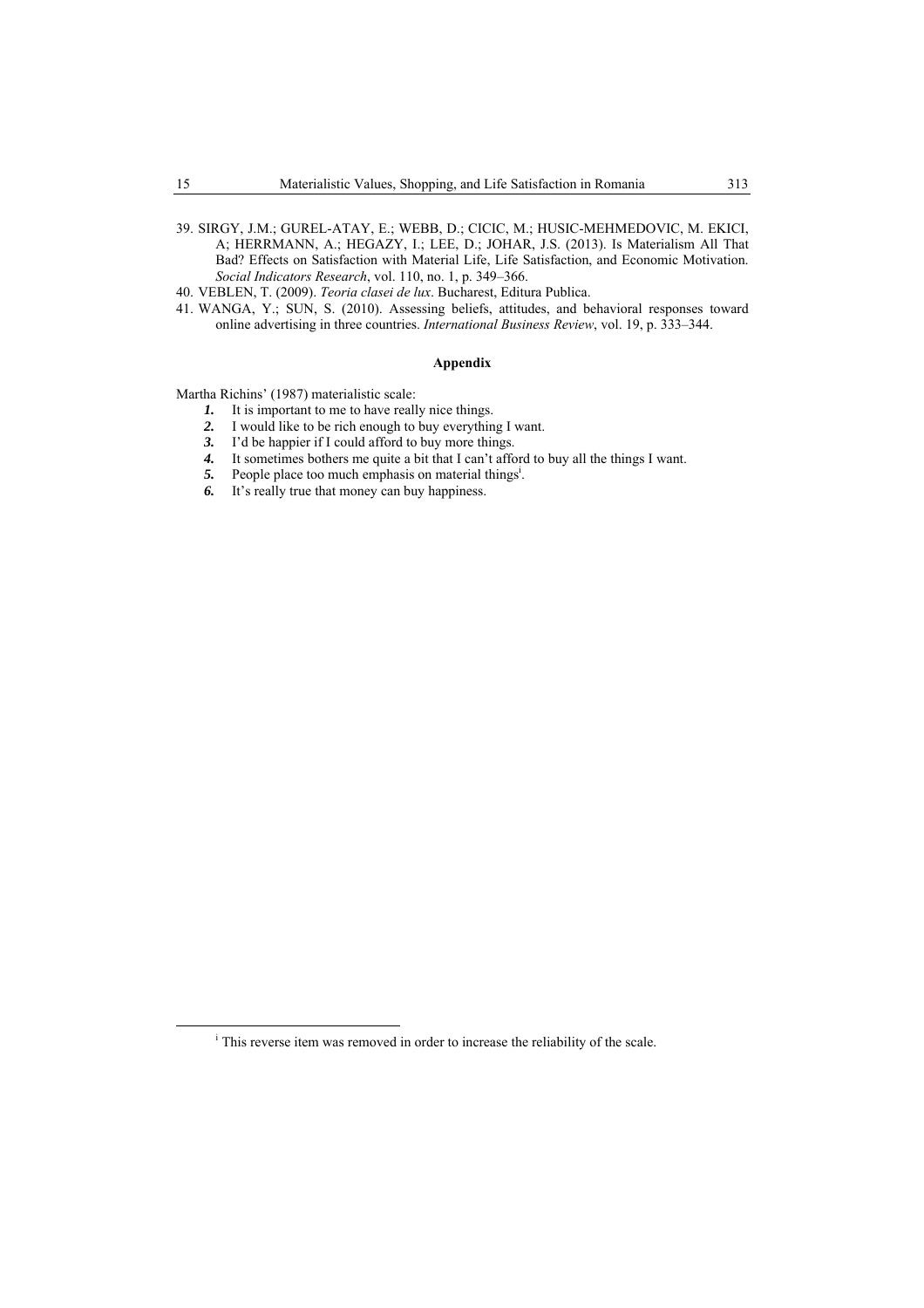39. SIRGY, J.M.; GUREL-ATAY, E.; WEBB, D.; CICIC, M.; HUSIC-MEHMEDOVIC, M. EKICI, A; HERRMANN, A.; HEGAZY, I.; LEE, D.; JOHAR, J.S. (2013). Is Materialism All That Bad? Effects on Satisfaction with Material Life, Life Satisfaction, and Economic Motivation. *Social Indicators Research*, vol. 110, no. 1, p. 349–366.
40. VEBLEN, T. (2009). *Teoria clasei de lux*. Bucharest, Editura Publica.
41. WANGA, Y.; SUN, S. (2010). Assessing beliefs, attitudes, and behavioral responses toward online advertising in three countries. *International Business Review*, vol. 19, p. 333–344.

**Appendix**

Martha Richins' (1987) materialistic scale:

1. It is important to me to have really nice things.
2. I would like to be rich enough to buy everything I want.
3. I'd be happier if I could afford to buy more things.
4. It sometimes bothers me quite a bit that I can't afford to buy all the things I want.
5. People place too much emphasis on material things[i].
6. It's really true that money can buy happiness.

[i] This reverse item was removed in order to increase the reliability of the scale.